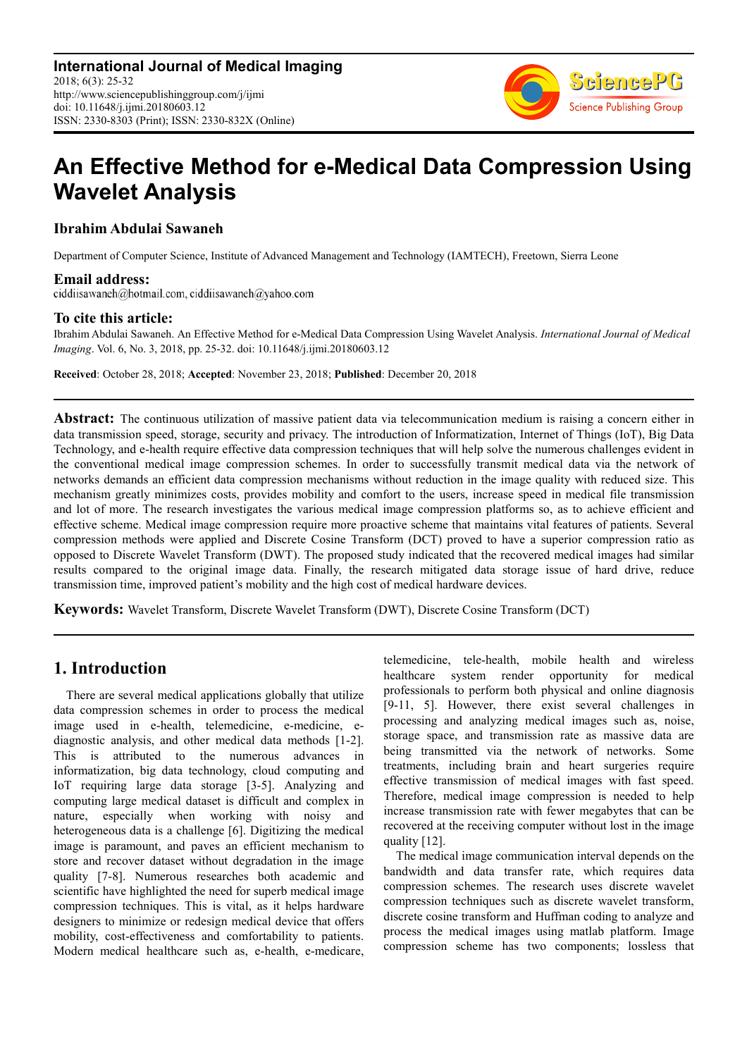**International Journal of Medical Imaging**
2018; 6(3): 25-32
http://www.sciencepublishinggroup.com/j/ijmi
doi: 10.11648/j.ijmi.20180603.12
ISSN: 2330-8303 (Print); ISSN: 2330-832X (Online)

# An Effective Method for e-Medical Data Compression Using Wavelet Analysis

**Ibrahim Abdulai Sawaneh**

Department of Computer Science, Institute of Advanced Management and Technology (IAMTECH), Freetown, Sierra Leone

**Email address:**
ciddiisawaneh@hotmail.com, ciddiisawaneh@yahoo.com

**To cite this article:**
Ibrahim Abdulai Sawaneh. An Effective Method for e-Medical Data Compression Using Wavelet Analysis. *International Journal of Medical Imaging*. Vol. 6, No. 3, 2018, pp. 25-32. doi: 10.11648/j.ijmi.20180603.12

**Received**: October 28, 2018; **Accepted**: November 23, 2018; **Published**: December 20, 2018

**Abstract:** The continuous utilization of massive patient data via telecommunication medium is raising a concern either in data transmission speed, storage, security and privacy. The introduction of Informatization, Internet of Things (IoT), Big Data Technology, and e-health require effective data compression techniques that will help solve the numerous challenges evident in the conventional medical image compression schemes. In order to successfully transmit medical data via the network of networks demands an efficient data compression mechanisms without reduction in the image quality with reduced size. This mechanism greatly minimizes costs, provides mobility and comfort to the users, increase speed in medical file transmission and lot of more. The research investigates the various medical image compression platforms so, as to achieve efficient and effective scheme. Medical image compression require more proactive scheme that maintains vital features of patients. Several compression methods were applied and Discrete Cosine Transform (DCT) proved to have a superior compression ratio as opposed to Discrete Wavelet Transform (DWT). The proposed study indicated that the recovered medical images had similar results compared to the original image data. Finally, the research mitigated data storage issue of hard drive, reduce transmission time, improved patient's mobility and the high cost of medical hardware devices.

**Keywords:** Wavelet Transform, Discrete Wavelet Transform (DWT), Discrete Cosine Transform (DCT)

## 1. Introduction

There are several medical applications globally that utilize data compression schemes in order to process the medical image used in e-health, telemedicine, e-medicine, e-diagnostic analysis, and other medical data methods [1-2]. This is attributed to the numerous advances in informatization, big data technology, cloud computing and IoT requiring large data storage [3-5]. Analyzing and computing large medical dataset is difficult and complex in nature, especially when working with noisy and heterogeneous data is a challenge [6]. Digitizing the medical image is paramount, and paves an efficient mechanism to store and recover dataset without degradation in the image quality [7-8]. Numerous researches both academic and scientific have highlighted the need for superb medical image compression techniques. This is vital, as it helps hardware designers to minimize or redesign medical device that offers mobility, cost-effectiveness and comfortability to patients. Modern medical healthcare such as, e-health, e-medicare, telemedicine, tele-health, mobile health and wireless healthcare system render opportunity for medical professionals to perform both physical and online diagnosis [9-11, 5]. However, there exist several challenges in processing and analyzing medical images such as, noise, storage space, and transmission rate as massive data are being transmitted via the network of networks. Some treatments, including brain and heart surgeries require effective transmission of medical images with fast speed. Therefore, medical image compression is needed to help increase transmission rate with fewer megabytes that can be recovered at the receiving computer without lost in the image quality [12].

The medical image communication interval depends on the bandwidth and data transfer rate, which requires data compression schemes. The research uses discrete wavelet compression techniques such as discrete wavelet transform, discrete cosine transform and Huffman coding to analyze and process the medical images using matlab platform. Image compression scheme has two components; lossless that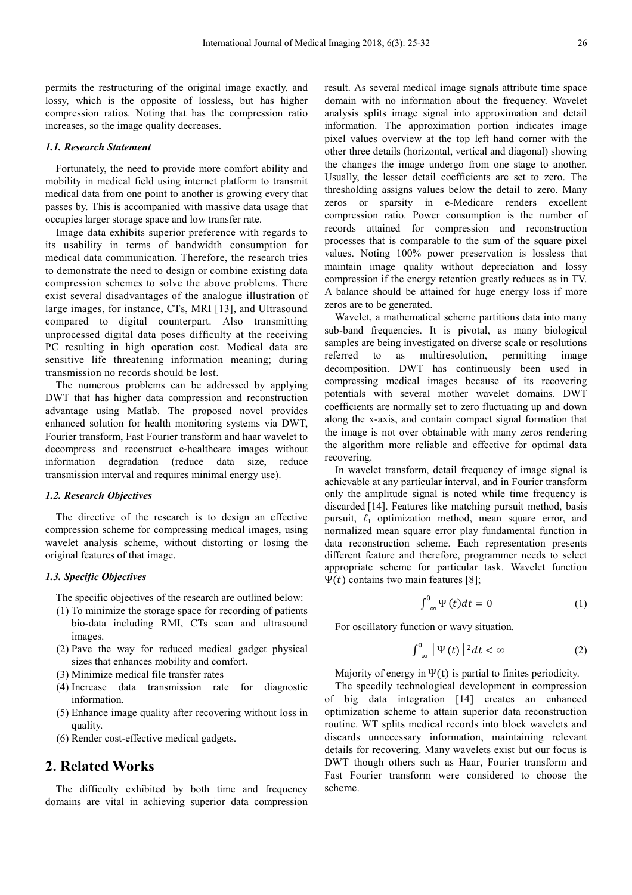permits the restructuring of the original image exactly, and lossy, which is the opposite of lossless, but has higher compression ratios. Noting that has the compression ratio increases, so the image quality decreases.

### *1.1. Research Statement*

Fortunately, the need to provide more comfort ability and mobility in medical field using internet platform to transmit medical data from one point to another is growing every that passes by. This is accompanied with massive data usage that occupies larger storage space and low transfer rate.

Image data exhibits superior preference with regards to its usability in terms of bandwidth consumption for medical data communication. Therefore, the research tries to demonstrate the need to design or combine existing data compression schemes to solve the above problems. There exist several disadvantages of the analogue illustration of large images, for instance, CTs, MRI [13], and Ultrasound compared to digital counterpart. Also transmitting unprocessed digital data poses difficulty at the receiving PC resulting in high operation cost. Medical data are sensitive life threatening information meaning; during transmission no records should be lost.

The numerous problems can be addressed by applying DWT that has higher data compression and reconstruction advantage using Matlab. The proposed novel provides enhanced solution for health monitoring systems via DWT, Fourier transform, Fast Fourier transform and haar wavelet to decompress and reconstruct e-healthcare images without information degradation (reduce data size, reduce transmission interval and requires minimal energy use).

### *1.2. Research Objectives*

The directive of the research is to design an effective compression scheme for compressing medical images, using wavelet analysis scheme, without distorting or losing the original features of that image.

### *1.3. Specific Objectives*

The specific objectives of the research are outlined below:

(1) To minimize the storage space for recording of patients bio-data including RMI, CTs scan and ultrasound images.
(2) Pave the way for reduced medical gadget physical sizes that enhances mobility and comfort.
(3) Minimize medical file transfer rates
(4) Increase data transmission rate for diagnostic information.
(5) Enhance image quality after recovering without loss in quality.
(6) Render cost-effective medical gadgets.

## 2. Related Works

The difficulty exhibited by both time and frequency domains are vital in achieving superior data compression result. As several medical image signals attribute time space domain with no information about the frequency. Wavelet analysis splits image signal into approximation and detail information. The approximation portion indicates image pixel values overview at the top left hand corner with the other three details (horizontal, vertical and diagonal) showing the changes the image undergo from one stage to another. Usually, the lesser detail coefficients are set to zero. The thresholding assigns values below the detail to zero. Many zeros or sparsity in e-Medicare renders excellent compression ratio. Power consumption is the number of records attained for compression and reconstruction processes that is comparable to the sum of the square pixel values. Noting 100% power preservation is lossless that maintain image quality without depreciation and lossy compression if the energy retention greatly reduces as in TV. A balance should be attained for huge energy loss if more zeros are to be generated.

Wavelet, a mathematical scheme partitions data into many sub-band frequencies. It is pivotal, as many biological samples are being investigated on diverse scale or resolutions referred to as multiresolution, permitting image decomposition. DWT has continuously been used in compressing medical images because of its recovering potentials with several mother wavelet domains. DWT coefficients are normally set to zero fluctuating up and down along the x-axis, and contain compact signal formation that the image is not over obtainable with many zeros rendering the algorithm more reliable and effective for optimal data recovering.

In wavelet transform, detail frequency of image signal is achievable at any particular interval, and in Fourier transform only the amplitude signal is noted while time frequency is discarded [14]. Features like matching pursuit method, basis pursuit, $\ell_1$ optimization method, mean square error, and normalized mean square error play fundamental function in data reconstruction scheme. Each representation presents different feature and therefore, programmer needs to select appropriate scheme for particular task. Wavelet function $\Psi(t)$ contains two main features [8];

$$\int_{-\infty}^{0} \Psi(t)dt = 0 \tag{1}$$

For oscillatory function or wavy situation.

$$\int_{-\infty}^{0} \left|\Psi(t)\right|^2 dt < \infty \tag{2}$$

Majority of energy in $\Psi(t)$ is partial to finites periodicity.

The speedily technological development in compression of big data integration [14] creates an enhanced optimization scheme to attain superior data reconstruction routine. WT splits medical records into block wavelets and discards unnecessary information, maintaining relevant details for recovering. Many wavelets exist but our focus is DWT though others such as Haar, Fourier transform and Fast Fourier transform were considered to choose the scheme.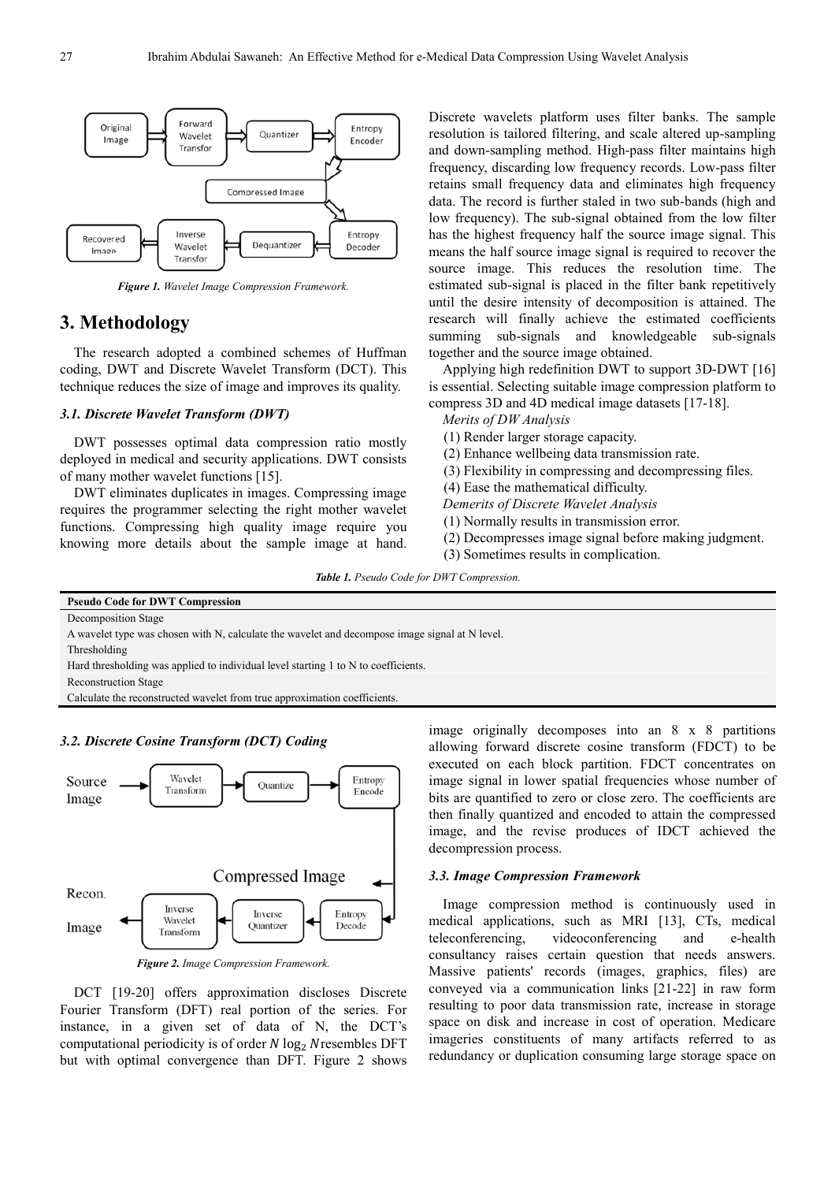*Figure 1. Wavelet Image Compression Framework.*

## 3. Methodology

The research adopted a combined schemes of Huffman coding, DWT and Discrete Wavelet Transform (DCT). This technique reduces the size of image and improves its quality.

### *3.1. Discrete Wavelet Transform (DWT)*

DWT possesses optimal data compression ratio mostly deployed in medical and security applications. DWT consists of many mother wavelet functions [15].

DWT eliminates duplicates in images. Compressing image requires the programmer selecting the right mother wavelet functions. Compressing high quality image require you knowing more details about the sample image at hand. Discrete wavelets platform uses filter banks. The sample resolution is tailored filtering, and scale altered up-sampling and down-sampling method. High-pass filter maintains high frequency, discarding low frequency records. Low-pass filter retains small frequency data and eliminates high frequency data. The record is further staled in two sub-bands (high and low frequency). The sub-signal obtained from the low filter has the highest frequency half the source image signal. This means the half source image signal is required to recover the source image. This reduces the resolution time. The estimated sub-signal is placed in the filter bank repetitively until the desire intensity of decomposition is attained. The research will finally achieve the estimated coefficients summing sub-signals and knowledgeable sub-signals together and the source image obtained.

Applying high redefinition DWT to support 3D-DWT [16] is essential. Selecting suitable image compression platform to compress 3D and 4D medical image datasets [17-18].

*Merits of DW Analysis*

(1) Render larger storage capacity.
(2) Enhance wellbeing data transmission rate.
(3) Flexibility in compressing and decompressing files.
(4) Ease the mathematical difficulty.

*Demerits of Discrete Wavelet Analysis*

(1) Normally results in transmission error.
(2) Decompresses image signal before making judgment.
(3) Sometimes results in complication.

***Table 1.*** *Pseudo Code for DWT Compression.*

| **Pseudo Code for DWT Compression** |
| --- |
| Decomposition Stage |
| A wavelet type was chosen with N, calculate the wavelet and decompose image signal at N level. |
| Thresholding |
| Hard thresholding was applied to individual level starting 1 to N to coefficients. |
| Reconstruction Stage |
| Calculate the reconstructed wavelet from true approximation coefficients. |

### *3.2. Discrete Cosine Transform (DCT) Coding*

*Figure 2. Image Compression Framework.*

DCT [19-20] offers approximation discloses Discrete Fourier Transform (DFT) real portion of the series. For instance, in a given set of data of N, the DCT's computational periodicity is of order $N \log_2 N$resembles DFT but with optimal convergence than DFT. Figure 2 shows image originally decomposes into an 8 x 8 partitions allowing forward discrete cosine transform (FDCT) to be executed on each block partition. FDCT concentrates on image signal in lower spatial frequencies whose number of bits are quantified to zero or close zero. The coefficients are then finally quantized and encoded to attain the compressed image, and the revise produces of IDCT achieved the decompression process.

### *3.3. Image Compression Framework*

Image compression method is continuously used in medical applications, such as MRI [13], CTs, medical teleconferencing, videoconferencing and e-health consultancy raises certain question that needs answers. Massive patients' records (images, graphics, files) are conveyed via a communication links [21-22] in raw form resulting to poor data transmission rate, increase in storage space on disk and increase in cost of operation. Medicare imageries constituents of many artifacts referred to as redundancy or duplication consuming large storage space on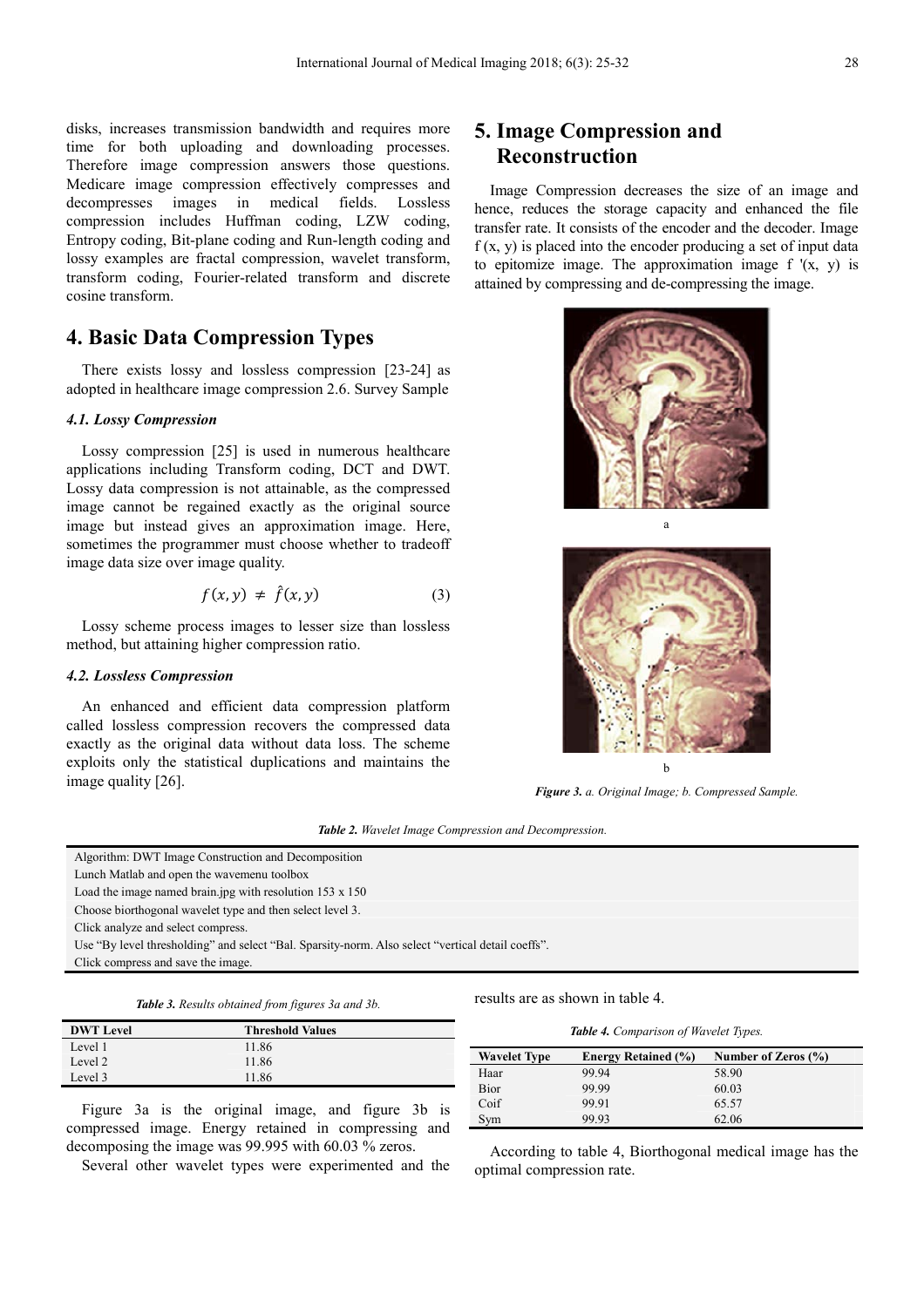disks, increases transmission bandwidth and requires more time for both uploading and downloading processes. Therefore image compression answers those questions. Medicare image compression effectively compresses and decompresses images in medical fields. Lossless compression includes Huffman coding, LZW coding, Entropy coding, Bit-plane coding and Run-length coding and lossy examples are fractal compression, wavelet transform, transform coding, Fourier-related transform and discrete cosine transform.

# 4. Basic Data Compression Types

There exists lossy and lossless compression [23-24] as adopted in healthcare image compression 2.6. Survey Sample

### *4.1. Lossy Compression*

Lossy compression [25] is used in numerous healthcare applications including Transform coding, DCT and DWT. Lossy data compression is not attainable, as the compressed image cannot be regained exactly as the original source image but instead gives an approximation image. Here, sometimes the programmer must choose whether to tradeoff image data size over image quality.

$$f(x, y) \neq \hat{f}(x, y) \tag{3}$$

Lossy scheme process images to lesser size than lossless method, but attaining higher compression ratio.

### *4.2. Lossless Compression*

An enhanced and efficient data compression platform called lossless compression recovers the compressed data exactly as the original data without data loss. The scheme exploits only the statistical duplications and maintains the image quality [26].

# 5. Image Compression and Reconstruction

Image Compression decreases the size of an image and hence, reduces the storage capacity and enhanced the file transfer rate. It consists of the encoder and the decoder. Image f (x, y) is placed into the encoder producing a set of input data to epitomize image. The approximation image f '(x, y) is attained by compressing and de-compressing the image.

a

b

***Figure 3.*** *a. Original Image; b. Compressed Sample.*

***Table 2.*** *Wavelet Image Compression and Decompression.*

| Algorithm: DWT Image Construction and Decomposition |
|---|
| Lunch Matlab and open the wavemenu toolbox |
| Load the image named brain.jpg with resolution 153 x 150 |
| Choose biorthogonal wavelet type and then select level 3. |
| Click analyze and select compress. |
| Use "By level thresholding" and select "Bal. Sparsity-norm. Also select "vertical detail coeffs". |
| Click compress and save the image. |

***Table 3.*** *Results obtained from figures 3a and 3b.*

| DWT Level | Threshold Values |
|---|---|
| Level 1 | 11.86 |
| Level 2 | 11.86 |
| Level 3 | 11.86 |

Figure 3a is the original image, and figure 3b is compressed image. Energy retained in compressing and decomposing the image was 99.995 with 60.03 % zeros.

Several other wavelet types were experimented and the results are as shown in table 4.

***Table 4.*** *Comparison of Wavelet Types.*

| Wavelet Type | Energy Retained (%) | Number of Zeros (%) |
|---|---|---|
| Haar | 99.94 | 58.90 |
| Bior | 99.99 | 60.03 |
| Coif | 99.91 | 65.57 |
| Sym | 99.93 | 62.06 |

According to table 4, Biorthogonal medical image has the optimal compression rate.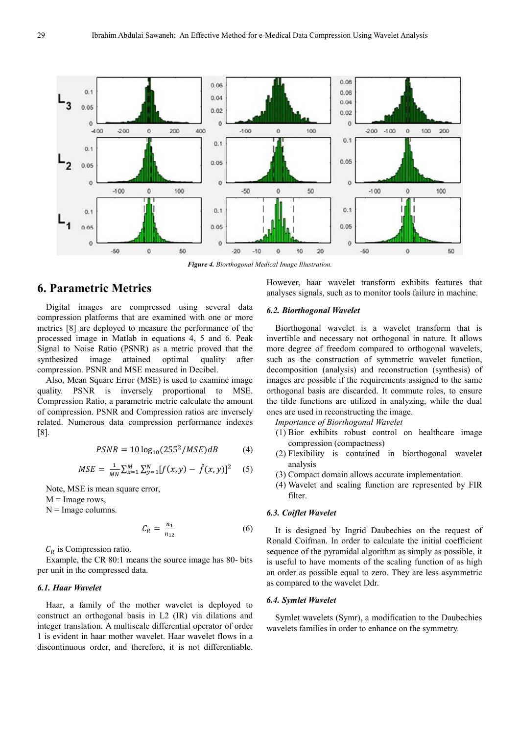*Figure 4. Biorthogonal Medical Image Illustration.*

## 6. Parametric Metrics

Digital images are compressed using several data compression platforms that are examined with one or more metrics [8] are deployed to measure the performance of the processed image in Matlab in equations 4, 5 and 6. Peak Signal to Noise Ratio (PSNR) as a metric proved that the synthesized image attained optimal quality after compression. PSNR and MSE measured in Decibel.

Also, Mean Square Error (MSE) is used to examine image quality. PSNR is inversely proportional to MSE. Compression Ratio, a parametric metric calculate the amount of compression. PSNR and Compression ratios are inversely related. Numerous data compression performance indexes [8].

$$PSNR = 10\log_{10}(255^2/MSE)dB \tag{4}$$

$$MSE = \frac{1}{MN}\sum_{x=1}^{M}\sum_{y=1}^{N}[f(x,y) - \hat{f}(x,y)]^2 \tag{5}$$

Note, MSE is mean square error,
M = Image rows,
N = Image columns.

$$C_R = \frac{n_1}{n_{12}} \tag{6}$$

$C_R$ is Compression ratio.

Example, the CR 80:1 means the source image has 80- bits per unit in the compressed data.

### 6.1. Haar Wavelet

Haar, a family of the mother wavelet is deployed to construct an orthogonal basis in L2 (IR) via dilations and integer translation. A multiscale differential operator of order 1 is evident in haar mother wavelet. Haar wavelet flows in a discontinuous order, and therefore, it is not differentiable. However, haar wavelet transform exhibits features that analyses signals, such as to monitor tools failure in machine.

### 6.2. Biorthogonal Wavelet

Biorthogonal wavelet is a wavelet transform that is invertible and necessary not orthogonal in nature. It allows more degree of freedom compared to orthogonal wavelets, such as the construction of symmetric wavelet function, decomposition (analysis) and reconstruction (synthesis) of images are possible if the requirements assigned to the same orthogonal basis are discarded. It commute roles, to ensure the tilde functions are utilized in analyzing, while the dual ones are used in reconstructing the image.

*Importance of Biorthogonal Wavelet*

(1) Bior exhibits robust control on healthcare image compression (compactness)
(2) Flexibility is contained in biorthogonal wavelet analysis
(3) Compact domain allows accurate implementation.
(4) Wavelet and scaling function are represented by FIR filter.

### 6.3. Coiflet Wavelet

It is designed by Ingrid Daubechies on the request of Ronald Coifman. In order to calculate the initial coefficient sequence of the pyramidal algorithm as simply as possible, it is useful to have moments of the scaling function of as high an order as possible equal to zero. They are less asymmetric as compared to the wavelet Ddr.

### 6.4. Symlet Wavelet

Symlet wavelets (Symr), a modification to the Daubechies wavelets families in order to enhance on the symmetry.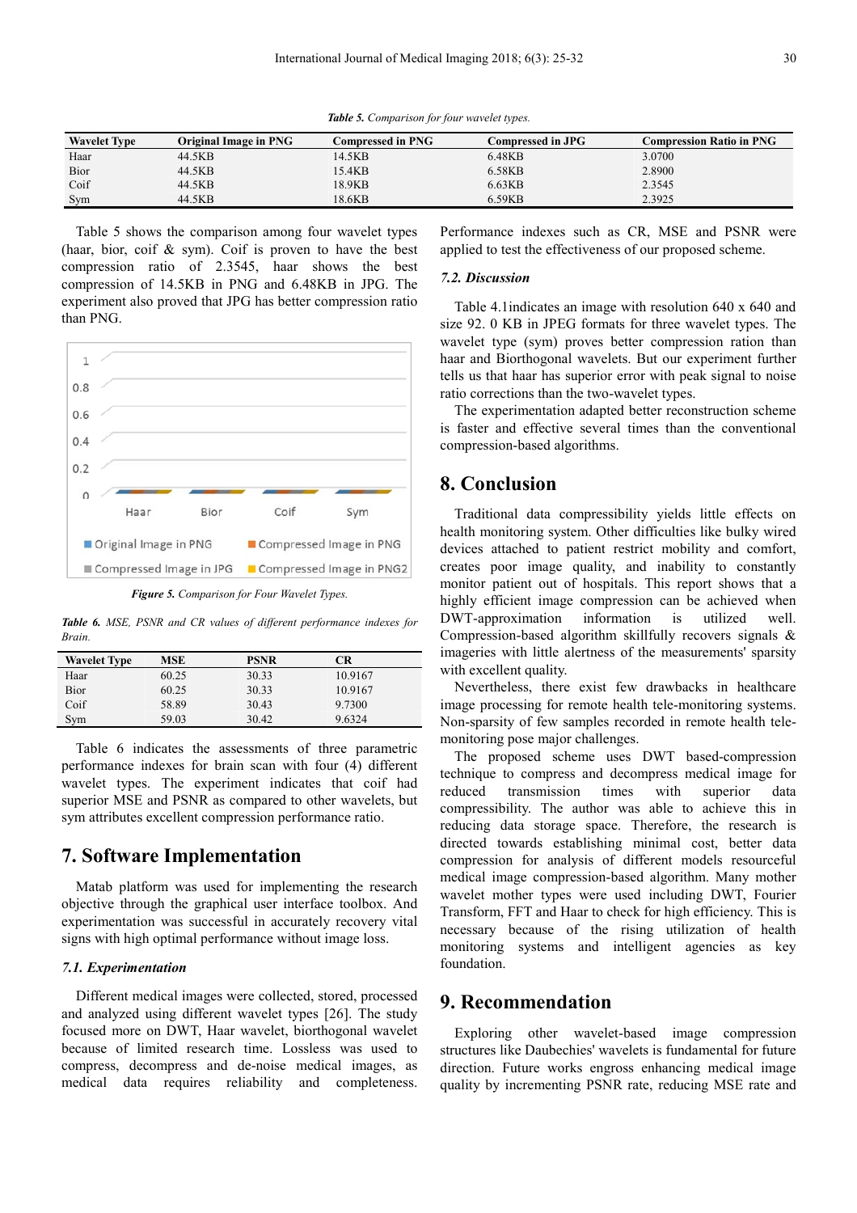*Table 5. Comparison for four wavelet types.*

| Wavelet Type | Original Image in PNG | Compressed in PNG | Compressed in JPG | Compression Ratio in PNG |
|---|---|---|---|---|
| Haar | 44.5KB | 14.5KB | 6.48KB | 3.0700 |
| Bior | 44.5KB | 15.4KB | 6.58KB | 2.8900 |
| Coif | 44.5KB | 18.9KB | 6.63KB | 2.3545 |
| Sym | 44.5KB | 18.6KB | 6.59KB | 2.3925 |

Table 5 shows the comparison among four wavelet types (haar, bior, coif & sym). Coif is proven to have the best compression ratio of 2.3545, haar shows the best compression of 14.5KB in PNG and 6.48KB in JPG. The experiment also proved that JPG has better compression ratio than PNG.

*Figure 5. Comparison for Four Wavelet Types.*

*Table 6. MSE, PSNR and CR values of different performance indexes for Brain.*

| Wavelet Type | MSE | PSNR | CR |
|---|---|---|---|
| Haar | 60.25 | 30.33 | 10.9167 |
| Bior | 60.25 | 30.33 | 10.9167 |
| Coif | 58.89 | 30.43 | 9.7300 |
| Sym | 59.03 | 30.42 | 9.6324 |

Table 6 indicates the assessments of three parametric performance indexes for brain scan with four (4) different wavelet types. The experiment indicates that coif had superior MSE and PSNR as compared to other wavelets, but sym attributes excellent compression performance ratio.

## 7. Software Implementation

Matab platform was used for implementing the research objective through the graphical user interface toolbox. And experimentation was successful in accurately recovery vital signs with high optimal performance without image loss.

### 7.1. Experimentation

Different medical images were collected, stored, processed and analyzed using different wavelet types [26]. The study focused more on DWT, Haar wavelet, biorthogonal wavelet because of limited research time. Lossless was used to compress, decompress and de-noise medical images, as medical data requires reliability and completeness. Performance indexes such as CR, MSE and PSNR were applied to test the effectiveness of our proposed scheme.

### 7.2. Discussion

Table 4.1indicates an image with resolution 640 x 640 and size 92. 0 KB in JPEG formats for three wavelet types. The wavelet type (sym) proves better compression ration than haar and Biorthogonal wavelets. But our experiment further tells us that haar has superior error with peak signal to noise ratio corrections than the two-wavelet types.

The experimentation adapted better reconstruction scheme is faster and effective several times than the conventional compression-based algorithms.

## 8. Conclusion

Traditional data compressibility yields little effects on health monitoring system. Other difficulties like bulky wired devices attached to patient restrict mobility and comfort, creates poor image quality, and inability to constantly monitor patient out of hospitals. This report shows that a highly efficient image compression can be achieved when DWT-approximation information is utilized well. Compression-based algorithm skillfully recovers signals & imageries with little alertness of the measurements' sparsity with excellent quality.

Nevertheless, there exist few drawbacks in healthcare image processing for remote health tele-monitoring systems. Non-sparsity of few samples recorded in remote health tele-monitoring pose major challenges.

The proposed scheme uses DWT based-compression technique to compress and decompress medical image for reduced transmission times with superior data compressibility. The author was able to achieve this in reducing data storage space. Therefore, the research is directed towards establishing minimal cost, better data compression for analysis of different models resourceful medical image compression-based algorithm. Many mother wavelet mother types were used including DWT, Fourier Transform, FFT and Haar to check for high efficiency. This is necessary because of the rising utilization of health monitoring systems and intelligent agencies as key foundation.

## 9. Recommendation

Exploring other wavelet-based image compression structures like Daubechies' wavelets is fundamental for future direction. Future works engross enhancing medical image quality by incrementing PSNR rate, reducing MSE rate and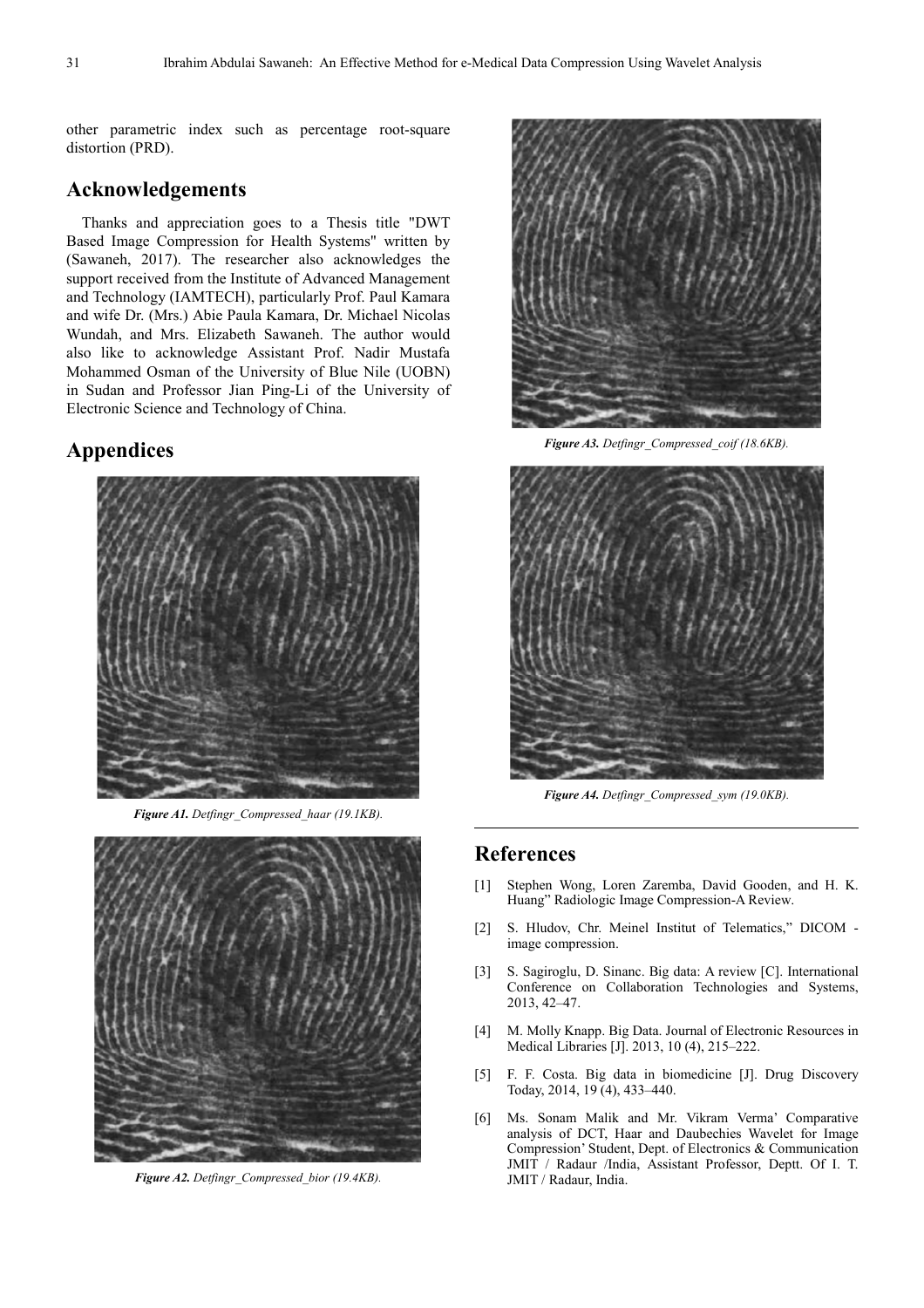other parametric index such as percentage root-square distortion (PRD).

## Acknowledgements

Thanks and appreciation goes to a Thesis title "DWT Based Image Compression for Health Systems" written by (Sawaneh, 2017). The researcher also acknowledges the support received from the Institute of Advanced Management and Technology (IAMTECH), particularly Prof. Paul Kamara and wife Dr. (Mrs.) Abie Paula Kamara, Dr. Michael Nicolas Wundah, and Mrs. Elizabeth Sawaneh. The author would also like to acknowledge Assistant Prof. Nadir Mustafa Mohammed Osman of the University of Blue Nile (UOBN) in Sudan and Professor Jian Ping-Li of the University of Electronic Science and Technology of China.

## Appendices

***Figure A1.*** *Detfingr_Compressed_haar (19.1KB).*

***Figure A2.*** *Detfingr_Compressed_bior (19.4KB).*

***Figure A3.*** *Detfingr_Compressed_coif (18.6KB).*

***Figure A4.*** *Detfingr_Compressed_sym (19.0KB).*

## References

[1] Stephen Wong, Loren Zaremba, David Gooden, and H. K. Huang" Radiologic Image Compression-A Review.

[2] S. Hludov, Chr. Meinel Institut of Telematics," DICOM - image compression.

[3] S. Sagiroglu, D. Sinanc. Big data: A review [C]. International Conference on Collaboration Technologies and Systems, 2013, 42–47.

[4] M. Molly Knapp. Big Data. Journal of Electronic Resources in Medical Libraries [J]. 2013, 10 (4), 215–222.

[5] F. F. Costa. Big data in biomedicine [J]. Drug Discovery Today, 2014, 19 (4), 433–440.

[6] Ms. Sonam Malik and Mr. Vikram Verma' Comparative analysis of DCT, Haar and Daubechies Wavelet for Image Compression' Student, Dept. of Electronics & Communication JMIT / Radaur /India, Assistant Professor, Deptt. Of I. T. JMIT / Radaur, India.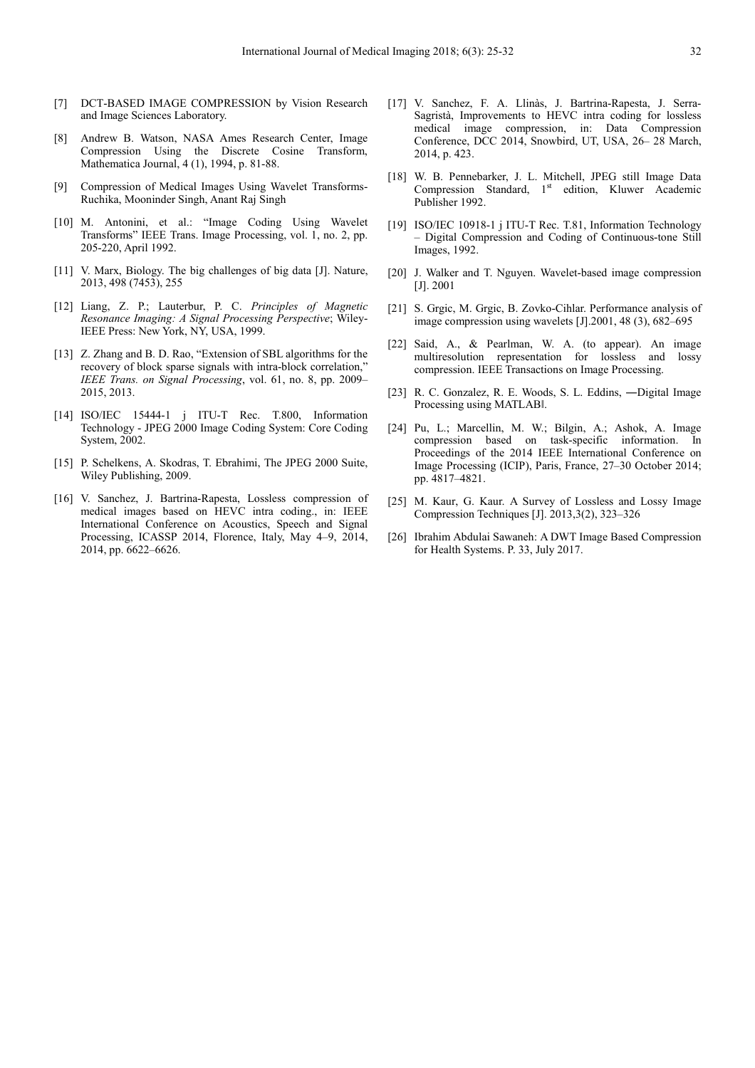[7] DCT-BASED IMAGE COMPRESSION by Vision Research and Image Sciences Laboratory.

[8] Andrew B. Watson, NASA Ames Research Center, Image Compression Using the Discrete Cosine Transform, Mathematica Journal, 4 (1), 1994, p. 81-88.

[9] Compression of Medical Images Using Wavelet Transforms-Ruchika, Mooninder Singh, Anant Raj Singh

[10] M. Antonini, et al.: "Image Coding Using Wavelet Transforms" IEEE Trans. Image Processing, vol. 1, no. 2, pp. 205-220, April 1992.

[11] V. Marx, Biology. The big challenges of big data [J]. Nature, 2013, 498 (7453), 255

[12] Liang, Z. P.; Lauterbur, P. C. *Principles of Magnetic Resonance Imaging: A Signal Processing Perspective*; Wiley-IEEE Press: New York, NY, USA, 1999.

[13] Z. Zhang and B. D. Rao, "Extension of SBL algorithms for the recovery of block sparse signals with intra-block correlation," *IEEE Trans. on Signal Processing*, vol. 61, no. 8, pp. 2009–2015, 2013.

[14] ISO/IEC 15444-1 j ITU-T Rec. T.800, Information Technology - JPEG 2000 Image Coding System: Core Coding System, 2002.

[15] P. Schelkens, A. Skodras, T. Ebrahimi, The JPEG 2000 Suite, Wiley Publishing, 2009.

[16] V. Sanchez, J. Bartrina-Rapesta, Lossless compression of medical images based on HEVC intra coding., in: IEEE International Conference on Acoustics, Speech and Signal Processing, ICASSP 2014, Florence, Italy, May 4–9, 2014, 2014, pp. 6622–6626.

[17] V. Sanchez, F. A. Llinàs, J. Bartrina-Rapesta, J. Serra-Sagristà, Improvements to HEVC intra coding for lossless medical image compression, in: Data Compression Conference, DCC 2014, Snowbird, UT, USA, 26– 28 March, 2014, p. 423.

[18] W. B. Pennebarker, J. L. Mitchell, JPEG still Image Data Compression Standard, 1st edition, Kluwer Academic Publisher 1992.

[19] ISO/IEC 10918-1 j ITU-T Rec. T.81, Information Technology – Digital Compression and Coding of Continuous-tone Still Images, 1992.

[20] J. Walker and T. Nguyen. Wavelet-based image compression [J]. 2001

[21] S. Grgic, M. Grgic, B. Zovko-Cihlar. Performance analysis of image compression using wavelets [J].2001, 48 (3), 682–695

[22] Said, A., & Pearlman, W. A. (to appear). An image multiresolution representation for lossless and lossy compression. IEEE Transactions on Image Processing.

[23] R. C. Gonzalez, R. E. Woods, S. L. Eddins, ―Digital Image Processing using MATLAB‖.

[24] Pu, L.; Marcellin, M. W.; Bilgin, A.; Ashok, A. Image compression based on task-specific information. In Proceedings of the 2014 IEEE International Conference on Image Processing (ICIP), Paris, France, 27–30 October 2014; pp. 4817–4821.

[25] M. Kaur, G. Kaur. A Survey of Lossless and Lossy Image Compression Techniques [J]. 2013,3(2), 323–326

[26] Ibrahim Abdulai Sawaneh: A DWT Image Based Compression for Health Systems. P. 33, July 2017.